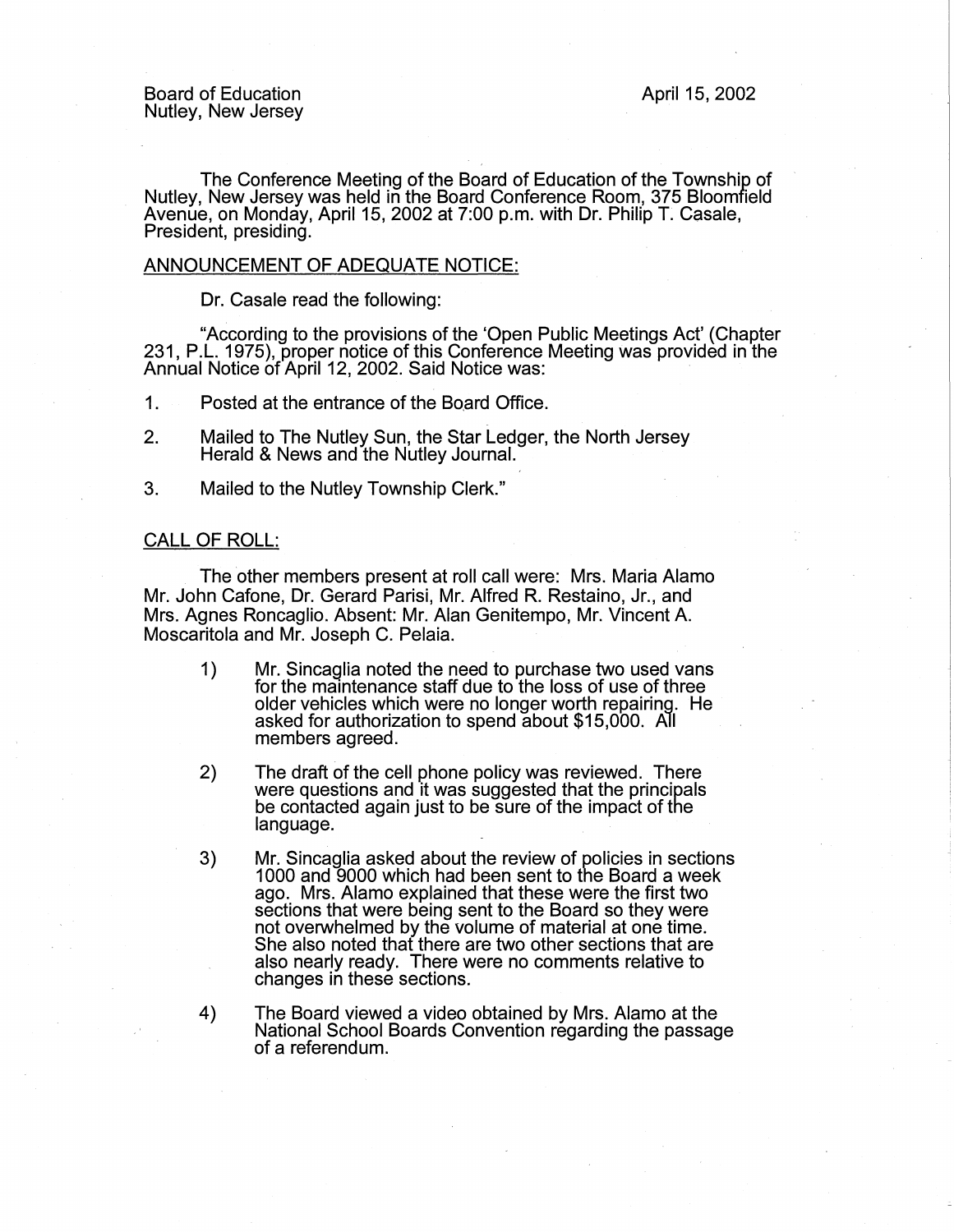Board of Education
Nutley, New Jersey

April 15, 2002

The Conference Meeting of the Board of Education of the Township of Nutley, New Jersey was held in the Board Conference Room, 375 Bloomfield Avenue, on Monday, April 15, 2002 at 7:00 p.m. with Dr. Philip T. Casale, President, presiding.

ANNOUNCEMENT OF ADEQUATE NOTICE:

Dr. Casale read the following:

"According to the provisions of the 'Open Public Meetings Act' (Chapter 231, P.L. 1975), proper notice of this Conference Meeting was provided in the Annual Notice of April 12, 2002. Said Notice was:

1. Posted at the entrance of the Board Office.
2. Mailed to The Nutley Sun, the Star Ledger, the North Jersey Herald & News and the Nutley Journal.
3. Mailed to the Nutley Township Clerk."

CALL OF ROLL:

The other members present at roll call were: Mrs. Maria Alamo Mr. John Cafone, Dr. Gerard Parisi, Mr. Alfred R. Restaino, Jr., and Mrs. Agnes Roncaglio. Absent: Mr. Alan Genitempo, Mr. Vincent A. Moscaritola and Mr. Joseph C. Pelaia.

1) Mr. Sincaglia noted the need to purchase two used vans for the maintenance staff due to the loss of use of three older vehicles which were no longer worth repairing. He asked for authorization to spend about $15,000. All members agreed.

2) The draft of the cell phone policy was reviewed. There were questions and it was suggested that the principals be contacted again just to be sure of the impact of the language.

3) Mr. Sincaglia asked about the review of policies in sections 1000 and 9000 which had been sent to the Board a week ago. Mrs. Alamo explained that these were the first two sections that were being sent to the Board so they were not overwhelmed by the volume of material at one time. She also noted that there are two other sections that are also nearly ready. There were no comments relative to changes in these sections.

4) The Board viewed a video obtained by Mrs. Alamo at the National School Boards Convention regarding the passage of a referendum.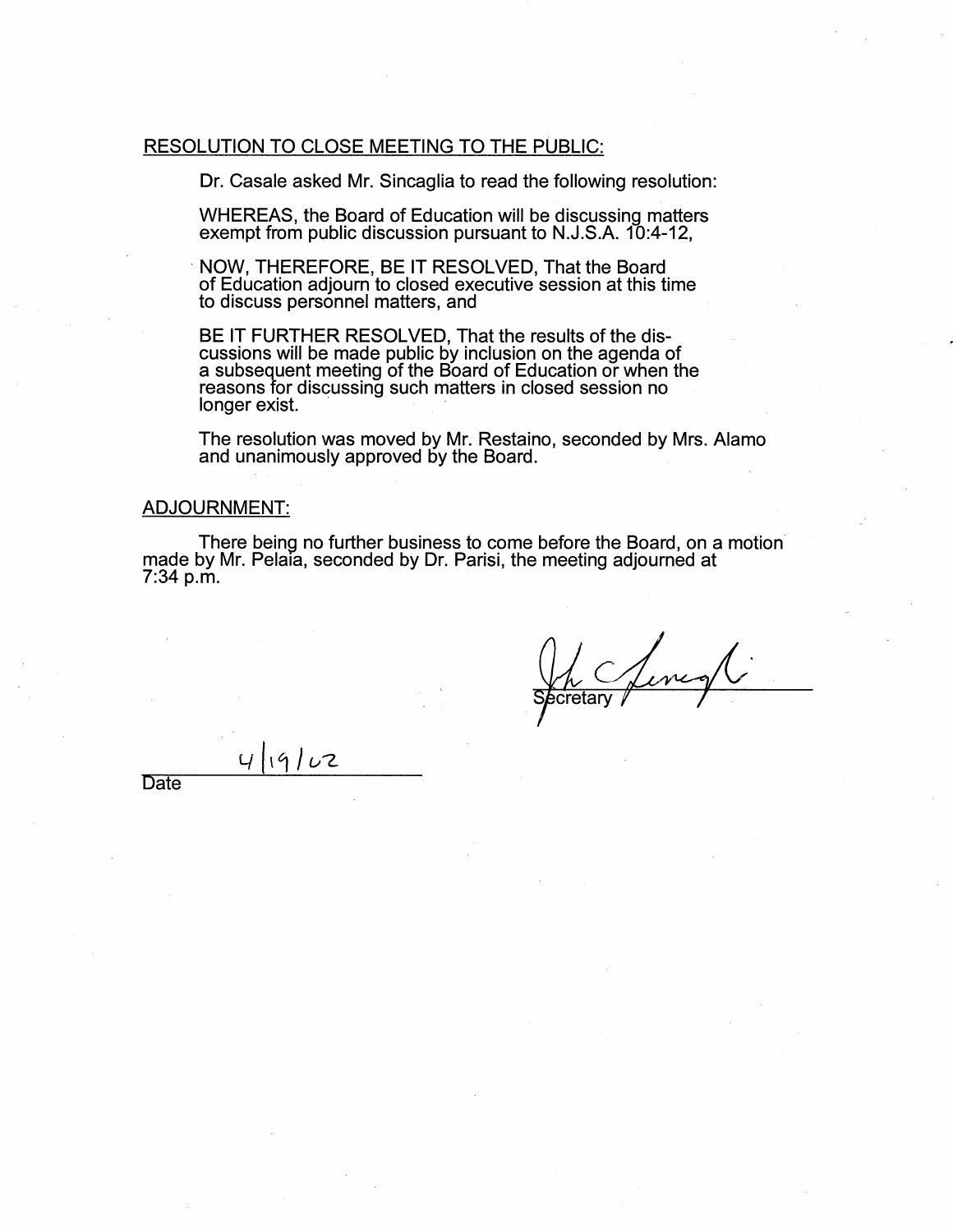RESOLUTION TO CLOSE MEETING TO THE PUBLIC:

Dr. Casale asked Mr. Sincaglia to read the following resolution:

WHEREAS, the Board of Education will be discussing matters exempt from public discussion pursuant to N.J.S.A. 10:4-12,

NOW, THEREFORE, BE IT RESOLVED, That the Board of Education adjourn to closed executive session at this time to discuss personnel matters, and

BE IT FURTHER RESOLVED, That the results of the discussions will be made public by inclusion on the agenda of a subsequent meeting of the Board of Education or when the reasons for discussing such matters in closed session no longer exist.

The resolution was moved by Mr. Restaino, seconded by Mrs. Alamo and unanimously approved by the Board.

ADJOURNMENT:

There being no further business to come before the Board, on a motion made by Mr. Pelaia, seconded by Dr. Parisi, the meeting adjourned at 7:34 p.m.

Secretary

4/19/02

Date